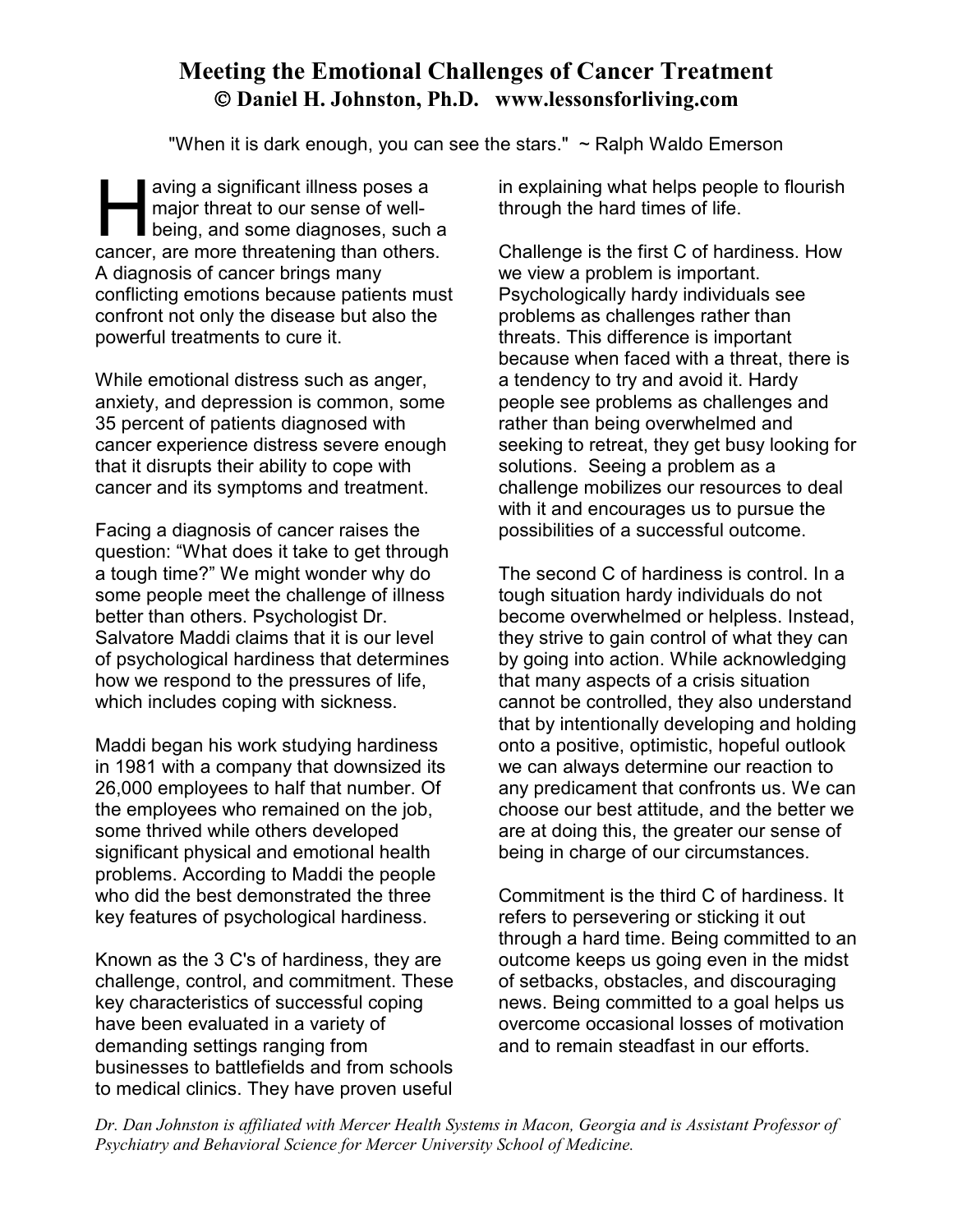# Meeting the Emotional Challenges of Cancer Treatment

**© Daniel H. Johnston, Ph.D. www.lessonsforliving.com**

"When it is dark enough, you can see the stars." ~ Ralph Waldo Emerson

Having a significant illness poses a major threat to our sense of well-being, and some diagnoses, such a cancer, are more threatening than others. A diagnosis of cancer brings many conflicting emotions because patients must confront not only the disease but also the powerful treatments to cure it.

While emotional distress such as anger, anxiety, and depression is common, some 35 percent of patients diagnosed with cancer experience distress severe enough that it disrupts their ability to cope with cancer and its symptoms and treatment.

Facing a diagnosis of cancer raises the question: "What does it take to get through a tough time?" We might wonder why do some people meet the challenge of illness better than others. Psychologist Dr. Salvatore Maddi claims that it is our level of psychological hardiness that determines how we respond to the pressures of life, which includes coping with sickness.

Maddi began his work studying hardiness in 1981 with a company that downsized its 26,000 employees to half that number. Of the employees who remained on the job, some thrived while others developed significant physical and emotional health problems. According to Maddi the people who did the best demonstrated the three key features of psychological hardiness.

Known as the 3 C's of hardiness, they are challenge, control, and commitment. These key characteristics of successful coping have been evaluated in a variety of demanding settings ranging from businesses to battlefields and from schools to medical clinics. They have proven useful in explaining what helps people to flourish through the hard times of life.

Challenge is the first C of hardiness. How we view a problem is important. Psychologically hardy individuals see problems as challenges rather than threats. This difference is important because when faced with a threat, there is a tendency to try and avoid it. Hardy people see problems as challenges and rather than being overwhelmed and seeking to retreat, they get busy looking for solutions. Seeing a problem as a challenge mobilizes our resources to deal with it and encourages us to pursue the possibilities of a successful outcome.

The second C of hardiness is control. In a tough situation hardy individuals do not become overwhelmed or helpless. Instead, they strive to gain control of what they can by going into action. While acknowledging that many aspects of a crisis situation cannot be controlled, they also understand that by intentionally developing and holding onto a positive, optimistic, hopeful outlook we can always determine our reaction to any predicament that confronts us. We can choose our best attitude, and the better we are at doing this, the greater our sense of being in charge of our circumstances.

Commitment is the third C of hardiness. It refers to persevering or sticking it out through a hard time. Being committed to an outcome keeps us going even in the midst of setbacks, obstacles, and discouraging news. Being committed to a goal helps us overcome occasional losses of motivation and to remain steadfast in our efforts.

*Dr. Dan Johnston is affiliated with Mercer Health Systems in Macon, Georgia and is Assistant Professor of Psychiatry and Behavioral Science for Mercer University School of Medicine.*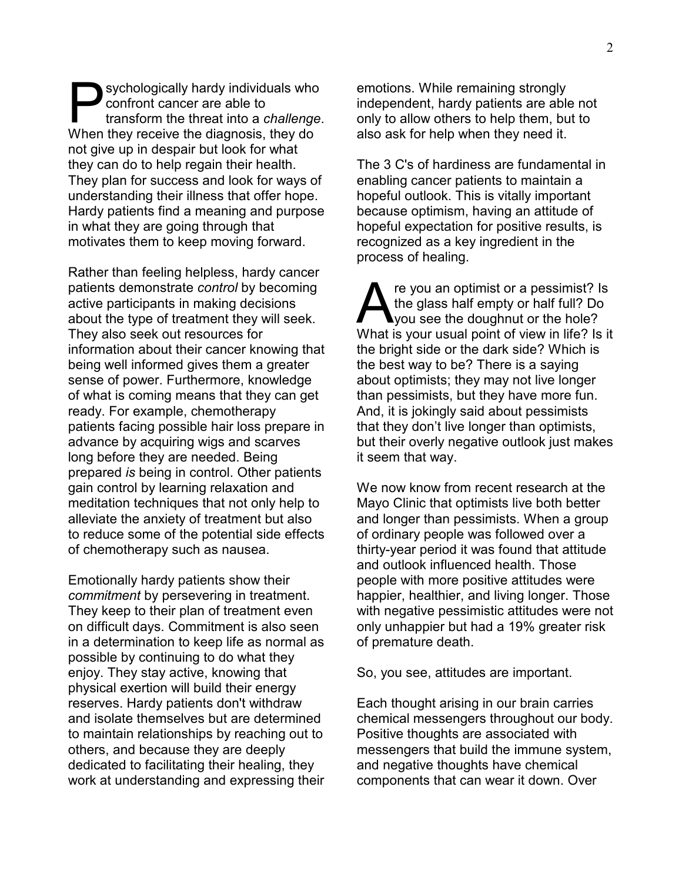Psychologically hardy individuals who confront cancer are able to transform the threat into a *challenge*. When they receive the diagnosis, they do not give up in despair but look for what they can do to help regain their health. They plan for success and look for ways of understanding their illness that offer hope. Hardy patients find a meaning and purpose in what they are going through that motivates them to keep moving forward.

Rather than feeling helpless, hardy cancer patients demonstrate *control* by becoming active participants in making decisions about the type of treatment they will seek. They also seek out resources for information about their cancer knowing that being well informed gives them a greater sense of power. Furthermore, knowledge of what is coming means that they can get ready. For example, chemotherapy patients facing possible hair loss prepare in advance by acquiring wigs and scarves long before they are needed. Being prepared *is* being in control. Other patients gain control by learning relaxation and meditation techniques that not only help to alleviate the anxiety of treatment but also to reduce some of the potential side effects of chemotherapy such as nausea.

Emotionally hardy patients show their *commitment* by persevering in treatment. They keep to their plan of treatment even on difficult days. Commitment is also seen in a determination to keep life as normal as possible by continuing to do what they enjoy. They stay active, knowing that physical exertion will build their energy reserves. Hardy patients don't withdraw and isolate themselves but are determined to maintain relationships by reaching out to others, and because they are deeply dedicated to facilitating their healing, they work at understanding and expressing their emotions. While remaining strongly independent, hardy patients are able not only to allow others to help them, but to also ask for help when they need it.

The 3 C's of hardiness are fundamental in enabling cancer patients to maintain a hopeful outlook. This is vitally important because optimism, having an attitude of hopeful expectation for positive results, is recognized as a key ingredient in the process of healing.

Are you an optimist or a pessimist? Is the glass half empty or half full? Do you see the doughnut or the hole? What is your usual point of view in life? Is it the bright side or the dark side? Which is the best way to be? There is a saying about optimists; they may not live longer than pessimists, but they have more fun. And, it is jokingly said about pessimists that they don't live longer than optimists, but their overly negative outlook just makes it seem that way.

We now know from recent research at the Mayo Clinic that optimists live both better and longer than pessimists. When a group of ordinary people was followed over a thirty-year period it was found that attitude and outlook influenced health. Those people with more positive attitudes were happier, healthier, and living longer. Those with negative pessimistic attitudes were not only unhappier but had a 19% greater risk of premature death.

So, you see, attitudes are important.

Each thought arising in our brain carries chemical messengers throughout our body. Positive thoughts are associated with messengers that build the immune system, and negative thoughts have chemical components that can wear it down. Over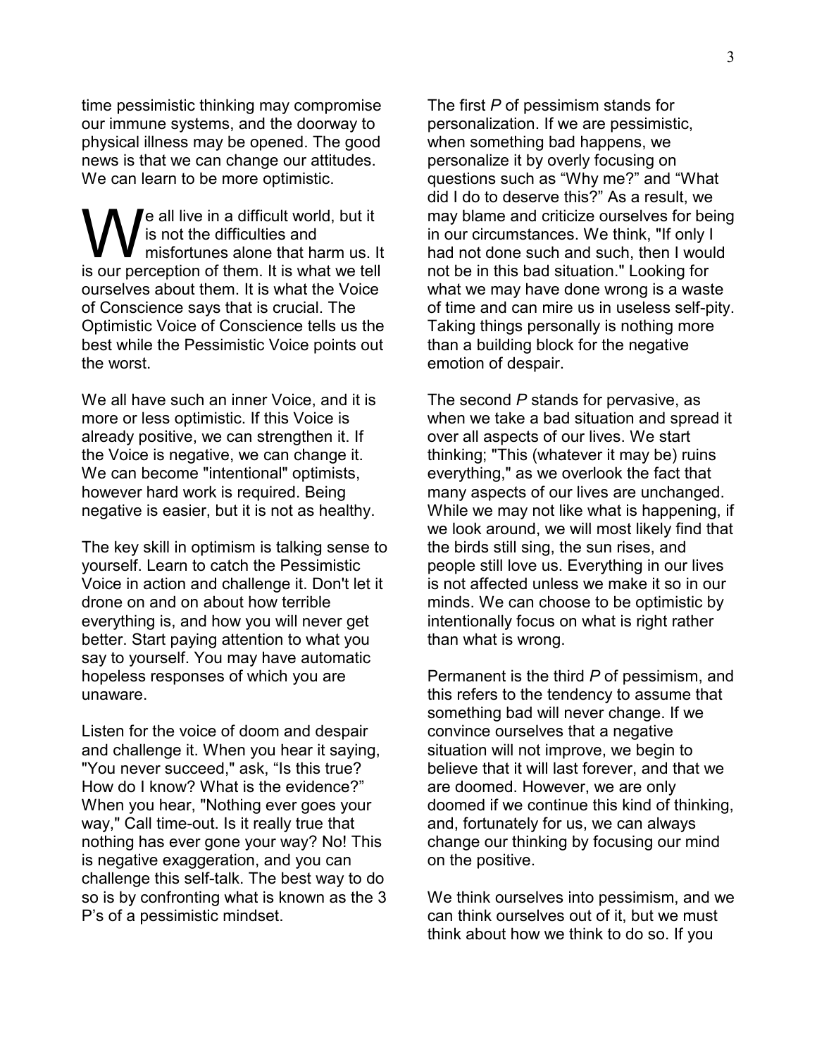time pessimistic thinking may compromise our immune systems, and the doorway to physical illness may be opened. The good news is that we can change our attitudes. We can learn to be more optimistic.

We all live in a difficult world, but it is not the difficulties and misfortunes alone that harm us. It is our perception of them. It is what we tell ourselves about them. It is what the Voice of Conscience says that is crucial. The Optimistic Voice of Conscience tells us the best while the Pessimistic Voice points out the worst.

We all have such an inner Voice, and it is more or less optimistic. If this Voice is already positive, we can strengthen it. If the Voice is negative, we can change it. We can become "intentional" optimists, however hard work is required. Being negative is easier, but it is not as healthy.

The key skill in optimism is talking sense to yourself. Learn to catch the Pessimistic Voice in action and challenge it. Don't let it drone on and on about how terrible everything is, and how you will never get better. Start paying attention to what you say to yourself. You may have automatic hopeless responses of which you are unaware.

Listen for the voice of doom and despair and challenge it. When you hear it saying, "You never succeed," ask, "Is this true? How do I know? What is the evidence?" When you hear, "Nothing ever goes your way," Call time-out. Is it really true that nothing has ever gone your way? No! This is negative exaggeration, and you can challenge this self-talk. The best way to do so is by confronting what is known as the 3 P's of a pessimistic mindset.

The first *P* of pessimism stands for personalization. If we are pessimistic, when something bad happens, we personalize it by overly focusing on questions such as "Why me?" and "What did I do to deserve this?" As a result, we may blame and criticize ourselves for being in our circumstances. We think, "If only I had not done such and such, then I would not be in this bad situation." Looking for what we may have done wrong is a waste of time and can mire us in useless self-pity. Taking things personally is nothing more than a building block for the negative emotion of despair.

The second *P* stands for pervasive, as when we take a bad situation and spread it over all aspects of our lives. We start thinking; "This (whatever it may be) ruins everything," as we overlook the fact that many aspects of our lives are unchanged. While we may not like what is happening, if we look around, we will most likely find that the birds still sing, the sun rises, and people still love us. Everything in our lives is not affected unless we make it so in our minds. We can choose to be optimistic by intentionally focus on what is right rather than what is wrong.

Permanent is the third *P* of pessimism, and this refers to the tendency to assume that something bad will never change. If we convince ourselves that a negative situation will not improve, we begin to believe that it will last forever, and that we are doomed. However, we are only doomed if we continue this kind of thinking, and, fortunately for us, we can always change our thinking by focusing our mind on the positive.

We think ourselves into pessimism, and we can think ourselves out of it, but we must think about how we think to do so. If you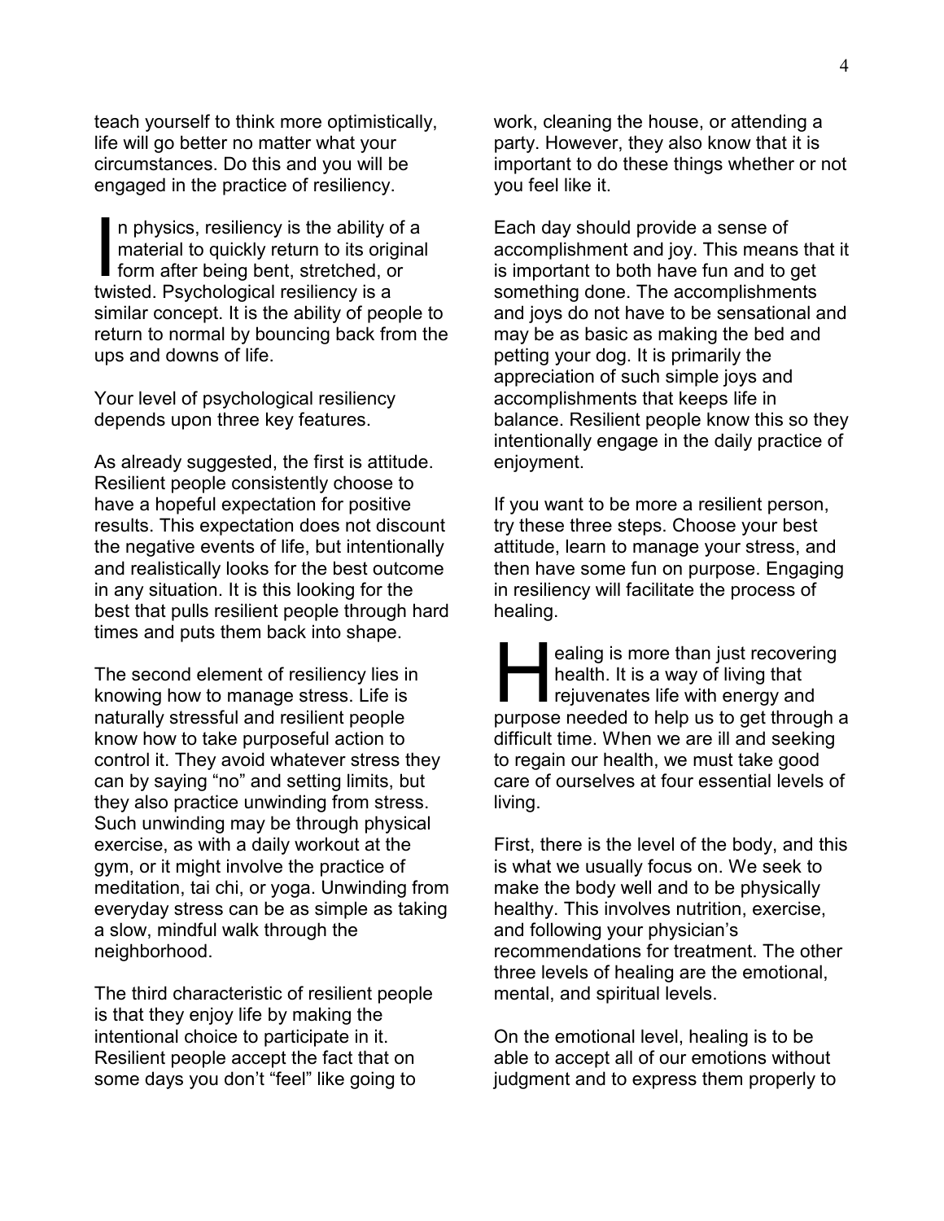teach yourself to think more optimistically, life will go better no matter what your circumstances. Do this and you will be engaged in the practice of resiliency.

In physics, resiliency is the ability of a material to quickly return to its original form after being bent, stretched, or twisted. Psychological resiliency is a similar concept. It is the ability of people to return to normal by bouncing back from the ups and downs of life.

Your level of psychological resiliency depends upon three key features.

As already suggested, the first is attitude. Resilient people consistently choose to have a hopeful expectation for positive results. This expectation does not discount the negative events of life, but intentionally and realistically looks for the best outcome in any situation. It is this looking for the best that pulls resilient people through hard times and puts them back into shape.

The second element of resiliency lies in knowing how to manage stress. Life is naturally stressful and resilient people know how to take purposeful action to control it. They avoid whatever stress they can by saying "no" and setting limits, but they also practice unwinding from stress. Such unwinding may be through physical exercise, as with a daily workout at the gym, or it might involve the practice of meditation, tai chi, or yoga. Unwinding from everyday stress can be as simple as taking a slow, mindful walk through the neighborhood.

The third characteristic of resilient people is that they enjoy life by making the intentional choice to participate in it. Resilient people accept the fact that on some days you don't "feel" like going to work, cleaning the house, or attending a party. However, they also know that it is important to do these things whether or not you feel like it.

Each day should provide a sense of accomplishment and joy. This means that it is important to both have fun and to get something done. The accomplishments and joys do not have to be sensational and may be as basic as making the bed and petting your dog. It is primarily the appreciation of such simple joys and accomplishments that keeps life in balance. Resilient people know this so they intentionally engage in the daily practice of enjoyment.

If you want to be more a resilient person, try these three steps. Choose your best attitude, learn to manage your stress, and then have some fun on purpose. Engaging in resiliency will facilitate the process of healing.

Healing is more than just recovering health. It is a way of living that rejuvenates life with energy and purpose needed to help us to get through a difficult time. When we are ill and seeking to regain our health, we must take good care of ourselves at four essential levels of living.

First, there is the level of the body, and this is what we usually focus on. We seek to make the body well and to be physically healthy. This involves nutrition, exercise, and following your physician's recommendations for treatment. The other three levels of healing are the emotional, mental, and spiritual levels.

On the emotional level, healing is to be able to accept all of our emotions without judgment and to express them properly to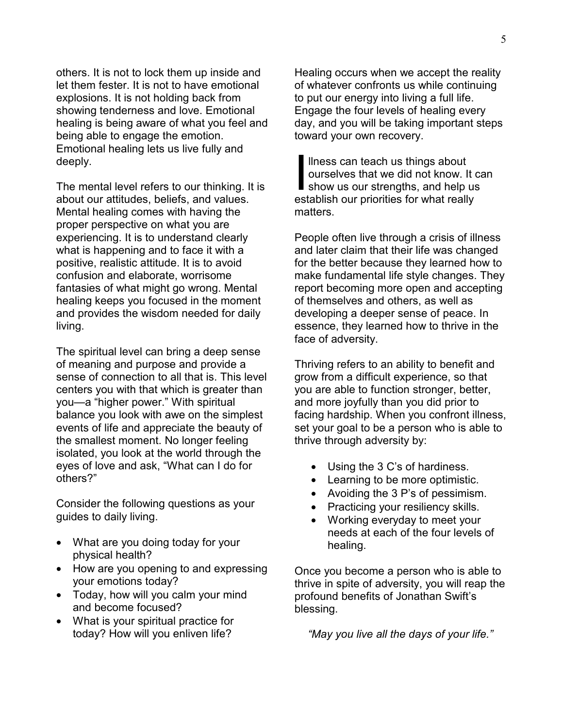others. It is not to lock them up inside and let them fester. It is not to have emotional explosions. It is not holding back from showing tenderness and love. Emotional healing is being aware of what you feel and being able to engage the emotion. Emotional healing lets us live fully and deeply.

The mental level refers to our thinking. It is about our attitudes, beliefs, and values. Mental healing comes with having the proper perspective on what you are experiencing. It is to understand clearly what is happening and to face it with a positive, realistic attitude. It is to avoid confusion and elaborate, worrisome fantasies of what might go wrong. Mental healing keeps you focused in the moment and provides the wisdom needed for daily living.

The spiritual level can bring a deep sense of meaning and purpose and provide a sense of connection to all that is. This level centers you with that which is greater than you—a "higher power." With spiritual balance you look with awe on the simplest events of life and appreciate the beauty of the smallest moment. No longer feeling isolated, you look at the world through the eyes of love and ask, "What can I do for others?"

Consider the following questions as your guides to daily living.

- What are you doing today for your physical health?
- How are you opening to and expressing your emotions today?
- Today, how will you calm your mind and become focused?
- What is your spiritual practice for today? How will you enliven life?

Healing occurs when we accept the reality of whatever confronts us while continuing to put our energy into living a full life. Engage the four levels of healing every day, and you will be taking important steps toward your own recovery.

Illness can teach us things about ourselves that we did not know. It can show us our strengths, and help us establish our priorities for what really matters.

People often live through a crisis of illness and later claim that their life was changed for the better because they learned how to make fundamental life style changes. They report becoming more open and accepting of themselves and others, as well as developing a deeper sense of peace. In essence, they learned how to thrive in the face of adversity.

Thriving refers to an ability to benefit and grow from a difficult experience, so that you are able to function stronger, better, and more joyfully than you did prior to facing hardship. When you confront illness, set your goal to be a person who is able to thrive through adversity by:

- Using the 3 C's of hardiness.
- Learning to be more optimistic.
- Avoiding the 3 P's of pessimism.
- Practicing your resiliency skills.
- Working everyday to meet your needs at each of the four levels of healing.

Once you become a person who is able to thrive in spite of adversity, you will reap the profound benefits of Jonathan Swift's blessing.

*"May you live all the days of your life."*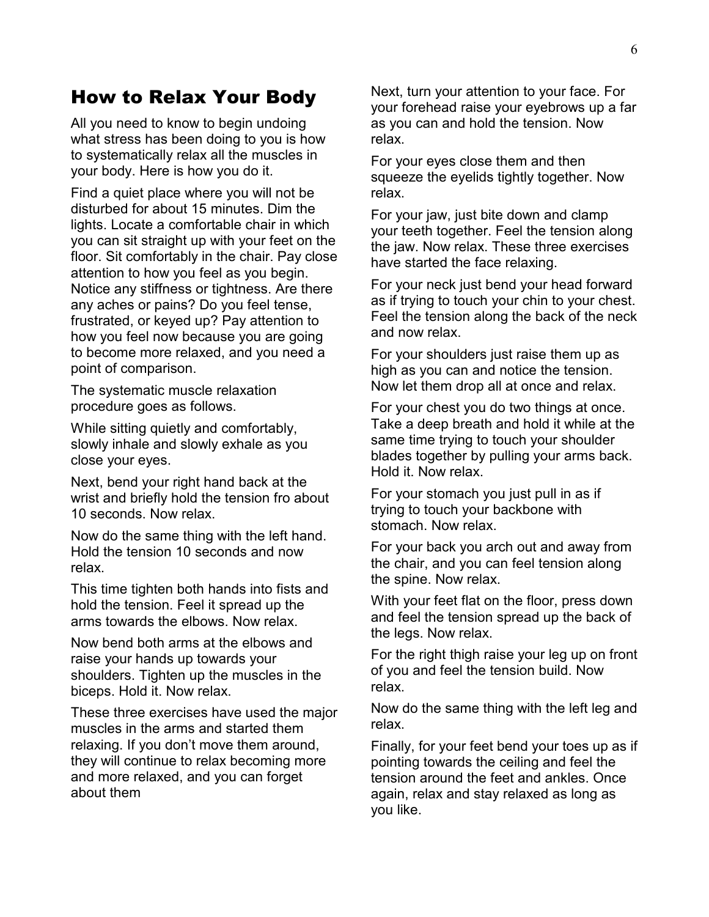## How to Relax Your Body

All you need to know to begin undoing what stress has been doing to you is how to systematically relax all the muscles in your body. Here is how you do it.

Find a quiet place where you will not be disturbed for about 15 minutes. Dim the lights. Locate a comfortable chair in which you can sit straight up with your feet on the floor. Sit comfortably in the chair. Pay close attention to how you feel as you begin. Notice any stiffness or tightness. Are there any aches or pains? Do you feel tense, frustrated, or keyed up? Pay attention to how you feel now because you are going to become more relaxed, and you need a point of comparison.

The systematic muscle relaxation procedure goes as follows.

While sitting quietly and comfortably, slowly inhale and slowly exhale as you close your eyes.

Next, bend your right hand back at the wrist and briefly hold the tension fro about 10 seconds. Now relax.

Now do the same thing with the left hand. Hold the tension 10 seconds and now relax.

This time tighten both hands into fists and hold the tension. Feel it spread up the arms towards the elbows. Now relax.

Now bend both arms at the elbows and raise your hands up towards your shoulders. Tighten up the muscles in the biceps. Hold it. Now relax.

These three exercises have used the major muscles in the arms and started them relaxing. If you don't move them around, they will continue to relax becoming more and more relaxed, and you can forget about them

Next, turn your attention to your face. For your forehead raise your eyebrows up a far as you can and hold the tension. Now relax.

For your eyes close them and then squeeze the eyelids tightly together. Now relax.

For your jaw, just bite down and clamp your teeth together. Feel the tension along the jaw. Now relax. These three exercises have started the face relaxing.

For your neck just bend your head forward as if trying to touch your chin to your chest. Feel the tension along the back of the neck and now relax.

For your shoulders just raise them up as high as you can and notice the tension. Now let them drop all at once and relax.

For your chest you do two things at once. Take a deep breath and hold it while at the same time trying to touch your shoulder blades together by pulling your arms back. Hold it. Now relax.

For your stomach you just pull in as if trying to touch your backbone with stomach. Now relax.

For your back you arch out and away from the chair, and you can feel tension along the spine. Now relax.

With your feet flat on the floor, press down and feel the tension spread up the back of the legs. Now relax.

For the right thigh raise your leg up on front of you and feel the tension build. Now relax.

Now do the same thing with the left leg and relax.

Finally, for your feet bend your toes up as if pointing towards the ceiling and feel the tension around the feet and ankles. Once again, relax and stay relaxed as long as you like.